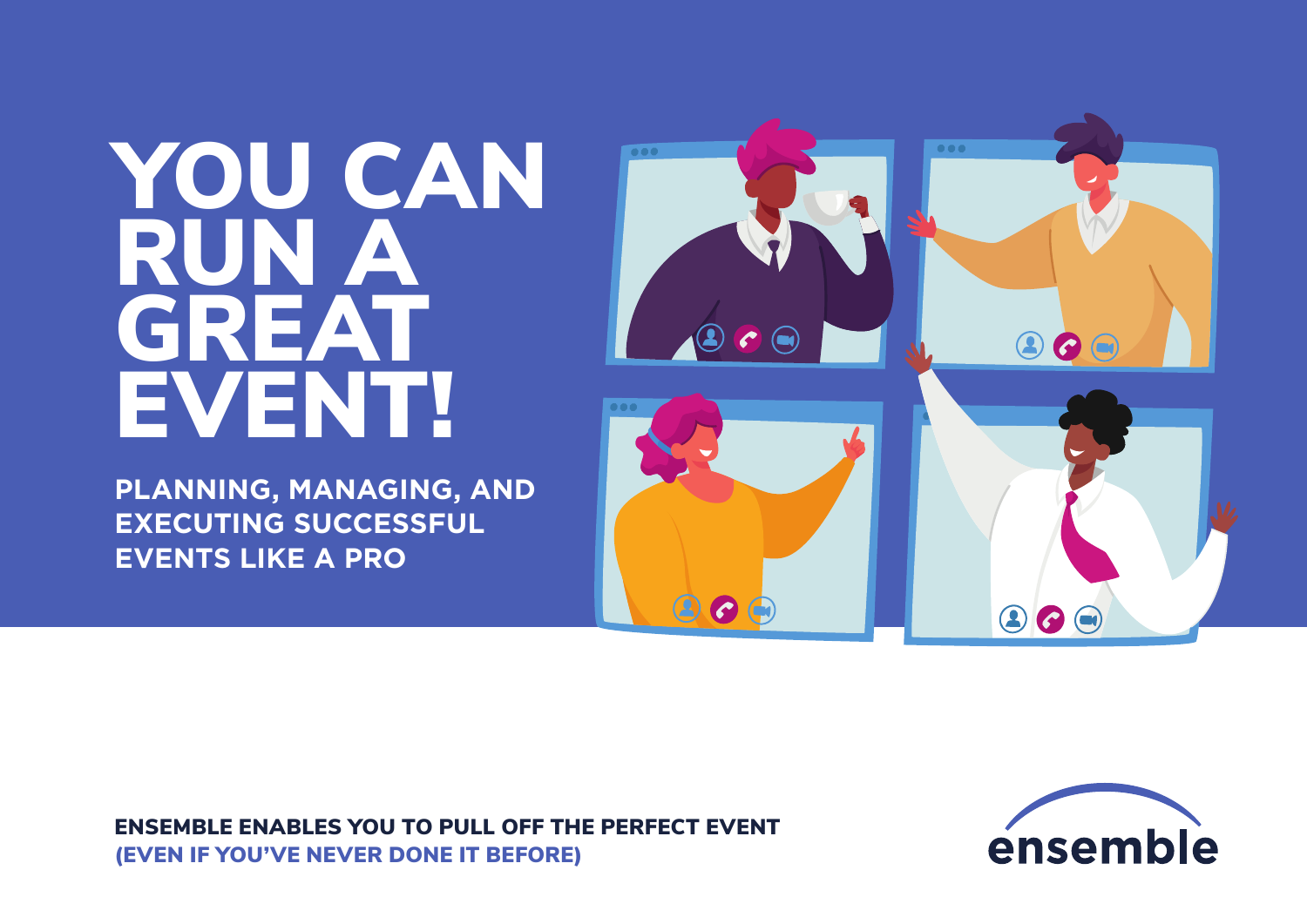# YOU CAN RUN A GREAT EVENT!

**PLANNING, MANAGING, AND EXECUTING SUCCESSFUL EVENTS LIKE A PRO**

**ENSEMBLE ENABLES YOU TO PULL OFF THE PERFECT EVENT**
**(EVEN IF YOU'VE NEVER DONE IT BEFORE)**

ensemble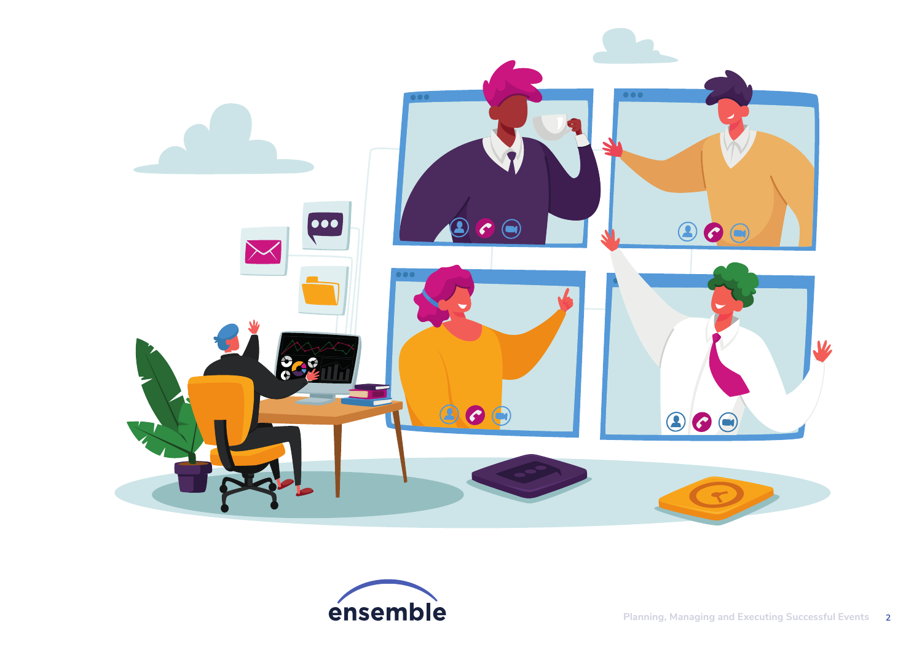ensemble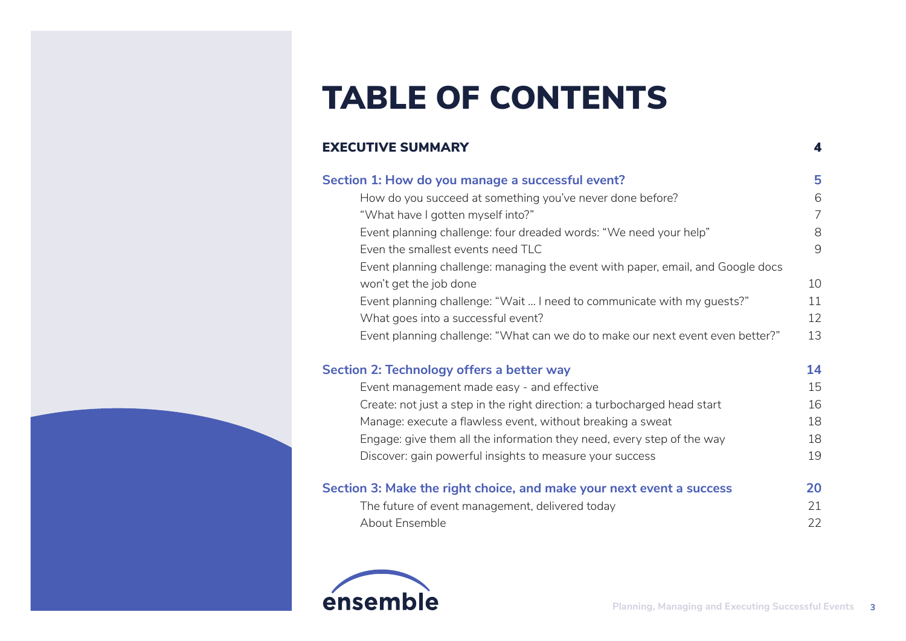# TABLE OF CONTENTS

| | |
|---|---|
| **EXECUTIVE SUMMARY** | **4** |
| **Section 1: How do you manage a successful event?** | **5** |
| How do you succeed at something you've never done before? | 6 |
| "What have I gotten myself into?" | 7 |
| Event planning challenge: four dreaded words: "We need your help" | 8 |
| Even the smallest events need TLC | 9 |
| Event planning challenge: managing the event with paper, email, and Google docs won't get the job done | 10 |
| Event planning challenge: "Wait … I need to communicate with my guests?" | 11 |
| What goes into a successful event? | 12 |
| Event planning challenge: "What can we do to make our next event even better?" | 13 |
| **Section 2: Technology offers a better way** | **14** |
| Event management made easy - and effective | 15 |
| Create: not just a step in the right direction: a turbocharged head start | 16 |
| Manage: execute a flawless event, without breaking a sweat | 18 |
| Engage: give them all the information they need, every step of the way | 18 |
| Discover: gain powerful insights to measure your success | 19 |
| **Section 3: Make the right choice, and make your next event a success** | **20** |
| The future of event management, delivered today | 21 |
| About Ensemble | 22 |

ensemble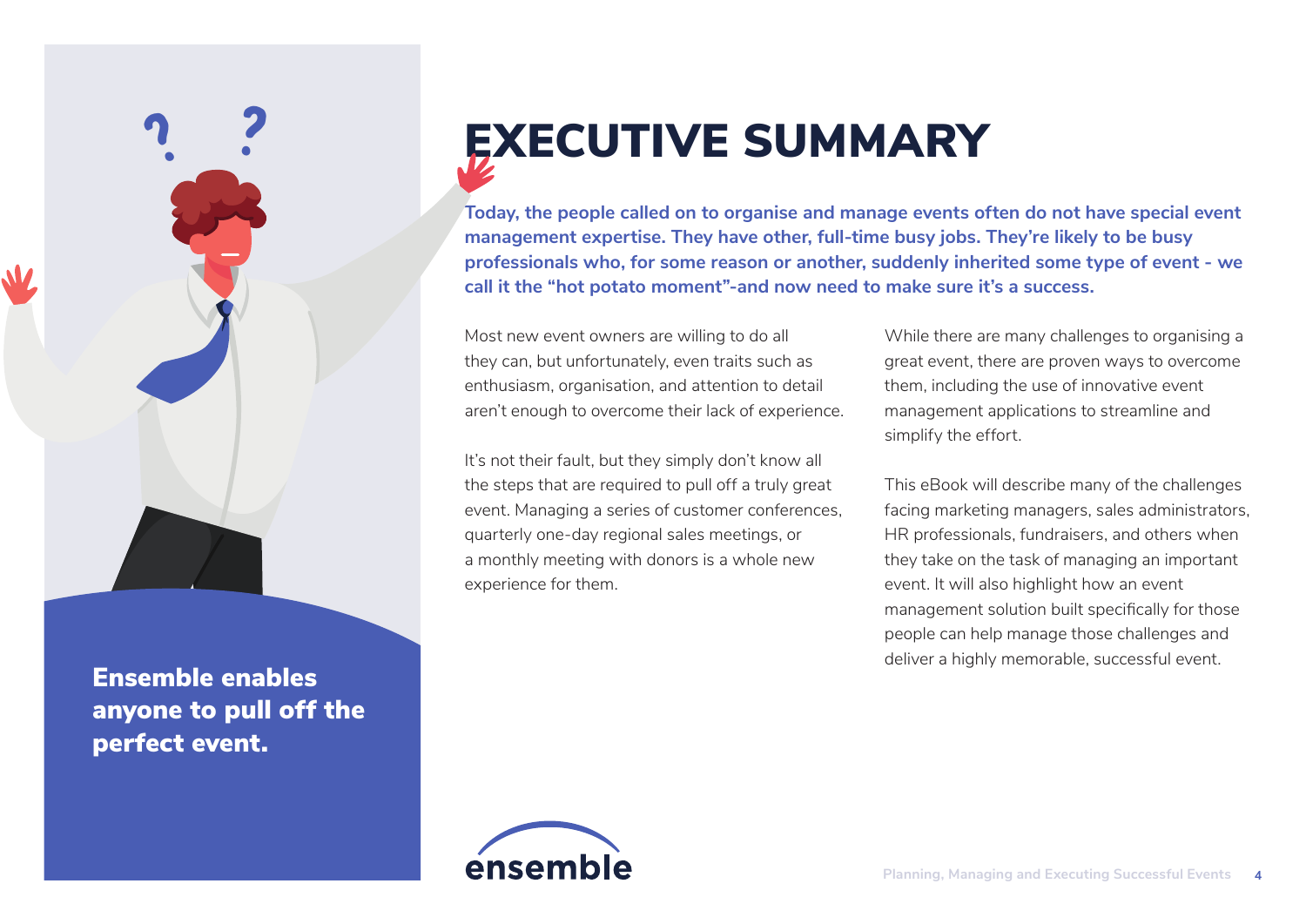Ensemble enables anyone to pull off the perfect event.

# EXECUTIVE SUMMARY

**Today, the people called on to organise and manage events often do not have special event management expertise. They have other, full-time busy jobs. They're likely to be busy professionals who, for some reason or another, suddenly inherited some type of event - we call it the "hot potato moment"-and now need to make sure it's a success.**

Most new event owners are willing to do all they can, but unfortunately, even traits such as enthusiasm, organisation, and attention to detail aren't enough to overcome their lack of experience.

It's not their fault, but they simply don't know all the steps that are required to pull off a truly great event. Managing a series of customer conferences, quarterly one-day regional sales meetings, or a monthly meeting with donors is a whole new experience for them.

While there are many challenges to organising a great event, there are proven ways to overcome them, including the use of innovative event management applications to streamline and simplify the effort.

This eBook will describe many of the challenges facing marketing managers, sales administrators, HR professionals, fundraisers, and others when they take on the task of managing an important event. It will also highlight how an event management solution built specifically for those people can help manage those challenges and deliver a highly memorable, successful event.

ensemble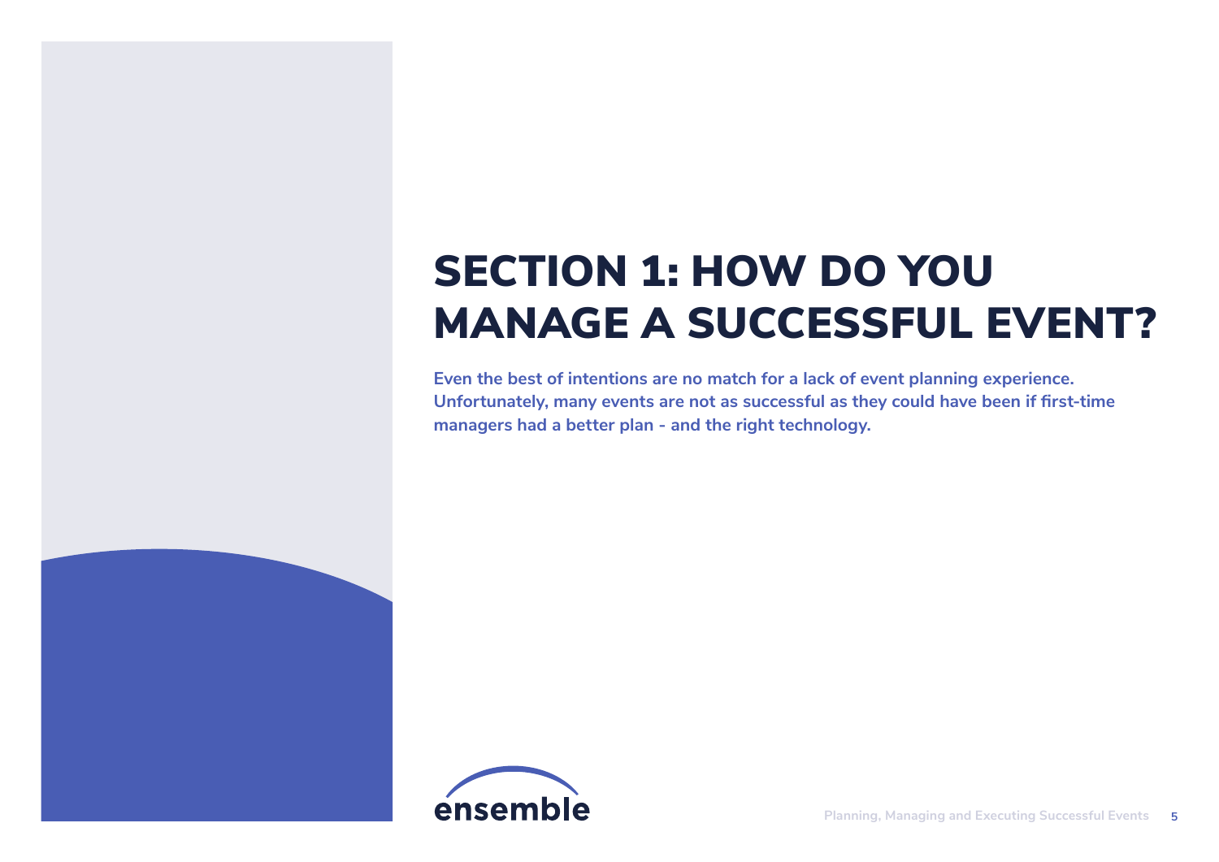# SECTION 1: HOW DO YOU MANAGE A SUCCESSFUL EVENT?

**Even the best of intentions are no match for a lack of event planning experience. Unfortunately, many events are not as successful as they could have been if first-time managers had a better plan - and the right technology.**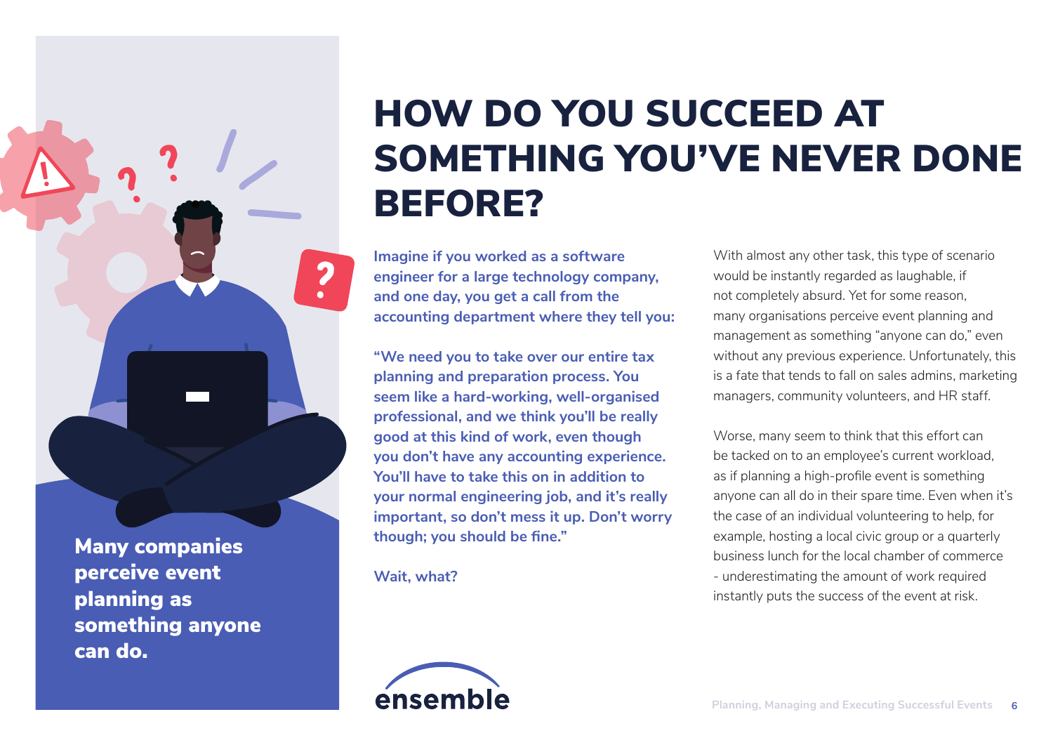# HOW DO YOU SUCCEED AT SOMETHING YOU'VE NEVER DONE BEFORE?

**Many companies perceive event planning as something anyone can do.**

**Imagine if you worked as a software engineer for a large technology company, and one day, you get a call from the accounting department where they tell you:**

**"We need you to take over our entire tax planning and preparation process. You seem like a hard-working, well-organised professional, and we think you'll be really good at this kind of work, even though you don't have any accounting experience. You'll have to take this on in addition to your normal engineering job, and it's really important, so don't mess it up. Don't worry though; you should be fine."**

**Wait, what?**

With almost any other task, this type of scenario would be instantly regarded as laughable, if not completely absurd. Yet for some reason, many organisations perceive event planning and management as something "anyone can do," even without any previous experience. Unfortunately, this is a fate that tends to fall on sales admins, marketing managers, community volunteers, and HR staff.

Worse, many seem to think that this effort can be tacked on to an employee's current workload, as if planning a high-profile event is something anyone can all do in their spare time. Even when it's the case of an individual volunteering to help, for example, hosting a local civic group or a quarterly business lunch for the local chamber of commerce - underestimating the amount of work required instantly puts the success of the event at risk.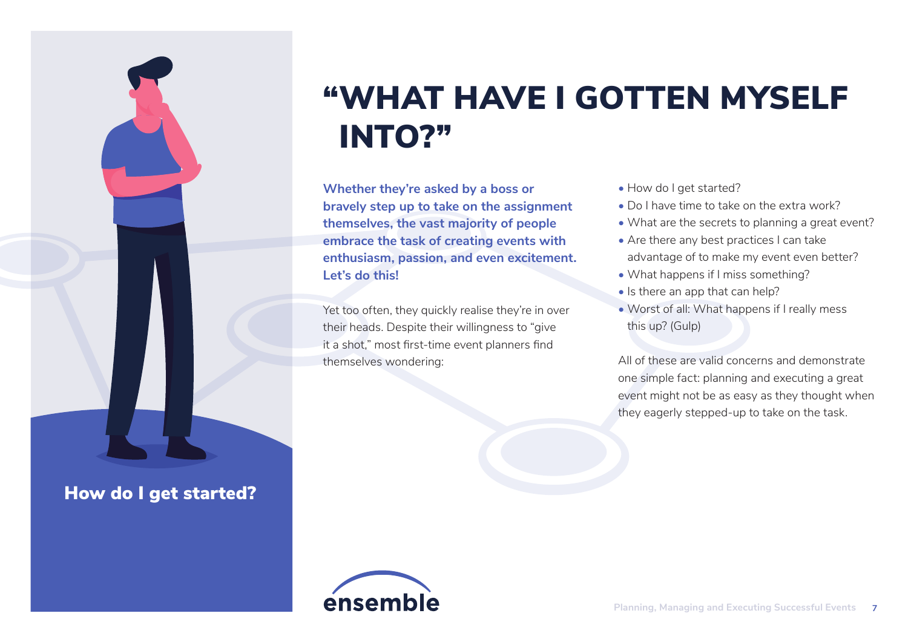**How do I get started?**

# "WHAT HAVE I GOTTEN MYSELF INTO?"

**Whether they're asked by a boss or bravely step up to take on the assignment themselves, the vast majority of people embrace the task of creating events with enthusiasm, passion, and even excitement. Let's do this!**

Yet too often, they quickly realise they're in over their heads. Despite their willingness to "give it a shot," most first-time event planners find themselves wondering:

- How do I get started?
- Do I have time to take on the extra work?
- What are the secrets to planning a great event?
- Are there any best practices I can take advantage of to make my event even better?
- What happens if I miss something?
- Is there an app that can help?
- Worst of all: What happens if I really mess this up? (Gulp)

All of these are valid concerns and demonstrate one simple fact: planning and executing a great event might not be as easy as they thought when they eagerly stepped-up to take on the task.

ensemble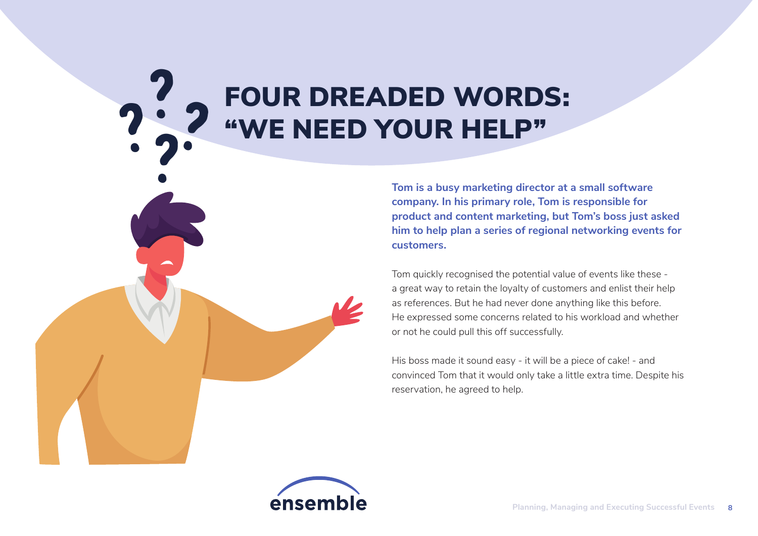# FOUR DREADED WORDS: "WE NEED YOUR HELP"

**Tom is a busy marketing director at a small software company. In his primary role, Tom is responsible for product and content marketing, but Tom's boss just asked him to help plan a series of regional networking events for customers.**

Tom quickly recognised the potential value of events like these - a great way to retain the loyalty of customers and enlist their help as references. But he had never done anything like this before. He expressed some concerns related to his workload and whether or not he could pull this off successfully.

His boss made it sound easy - it will be a piece of cake! - and convinced Tom that it would only take a little extra time. Despite his reservation, he agreed to help.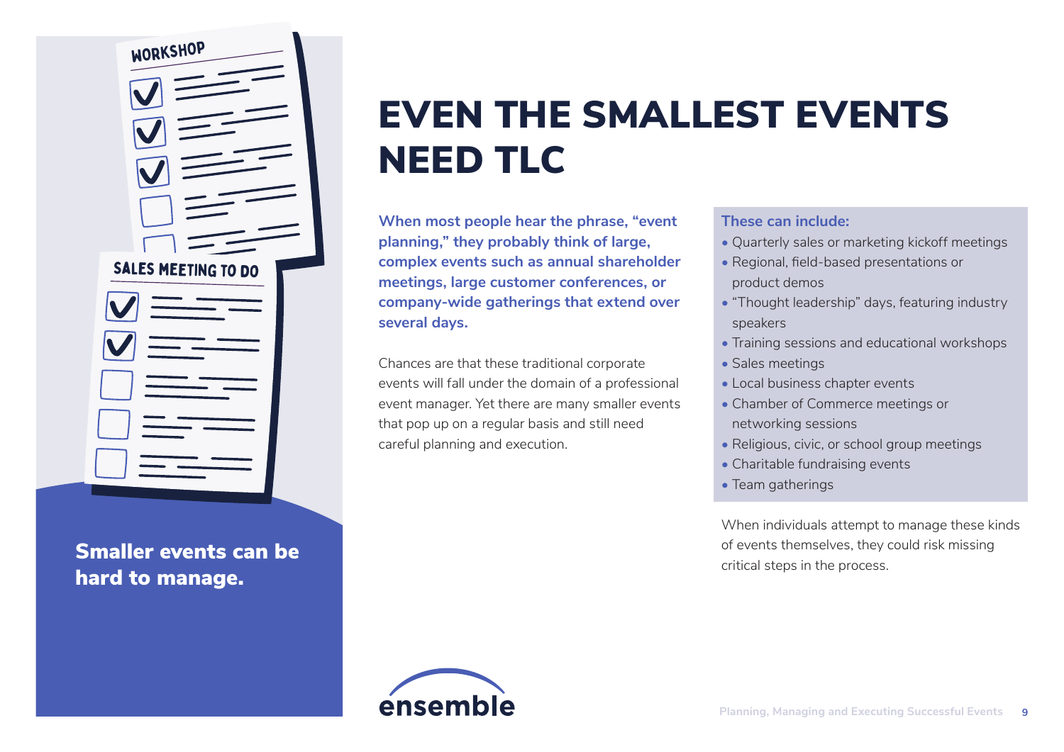Smaller events can be hard to manage.

# EVEN THE SMALLEST EVENTS NEED TLC

**When most people hear the phrase, "event planning," they probably think of large, complex events such as annual shareholder meetings, large customer conferences, or company-wide gatherings that extend over several days.**

Chances are that these traditional corporate events will fall under the domain of a professional event manager. Yet there are many smaller events that pop up on a regular basis and still need careful planning and execution.

**These can include:**

- Quarterly sales or marketing kickoff meetings
- Regional, field-based presentations or product demos
- "Thought leadership" days, featuring industry speakers
- Training sessions and educational workshops
- Sales meetings
- Local business chapter events
- Chamber of Commerce meetings or networking sessions
- Religious, civic, or school group meetings
- Charitable fundraising events
- Team gatherings

When individuals attempt to manage these kinds of events themselves, they could risk missing critical steps in the process.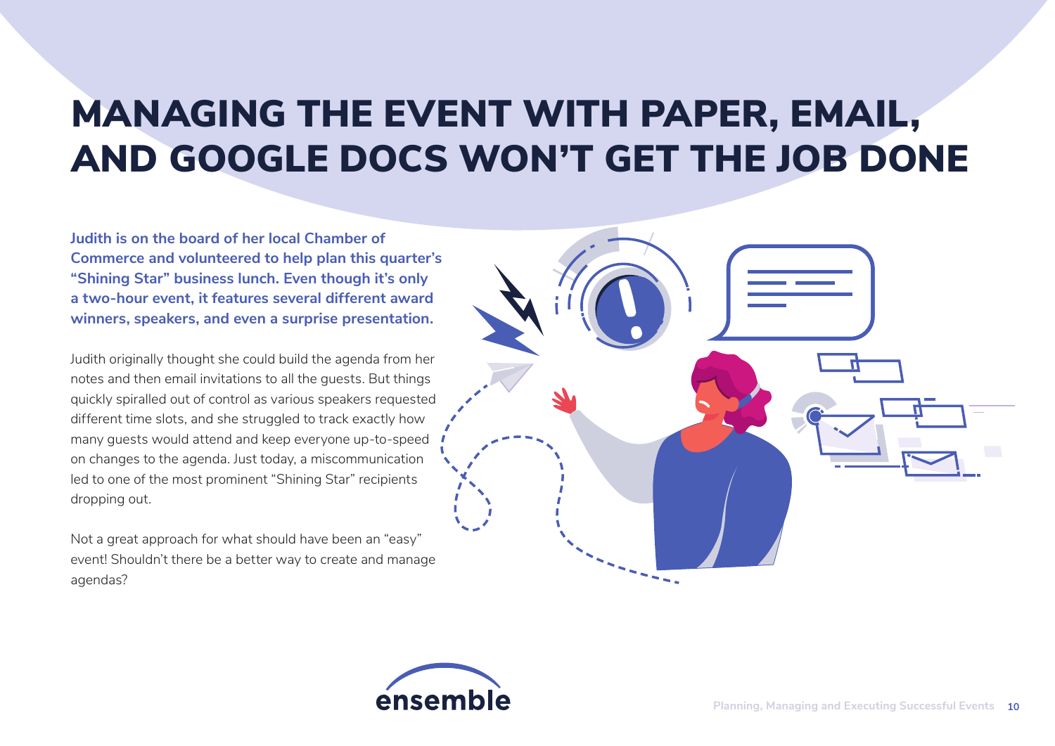# MANAGING THE EVENT WITH PAPER, EMAIL, AND GOOGLE DOCS WON'T GET THE JOB DONE

**Judith is on the board of her local Chamber of Commerce and volunteered to help plan this quarter's "Shining Star" business lunch. Even though it's only a two-hour event, it features several different award winners, speakers, and even a surprise presentation.**

Judith originally thought she could build the agenda from her notes and then email invitations to all the guests. But things quickly spiralled out of control as various speakers requested different time slots, and she struggled to track exactly how many guests would attend and keep everyone up-to-speed on changes to the agenda. Just today, a miscommunication led to one of the most prominent "Shining Star" recipients dropping out.

Not a great approach for what should have been an "easy" event! Shouldn't there be a better way to create and manage agendas?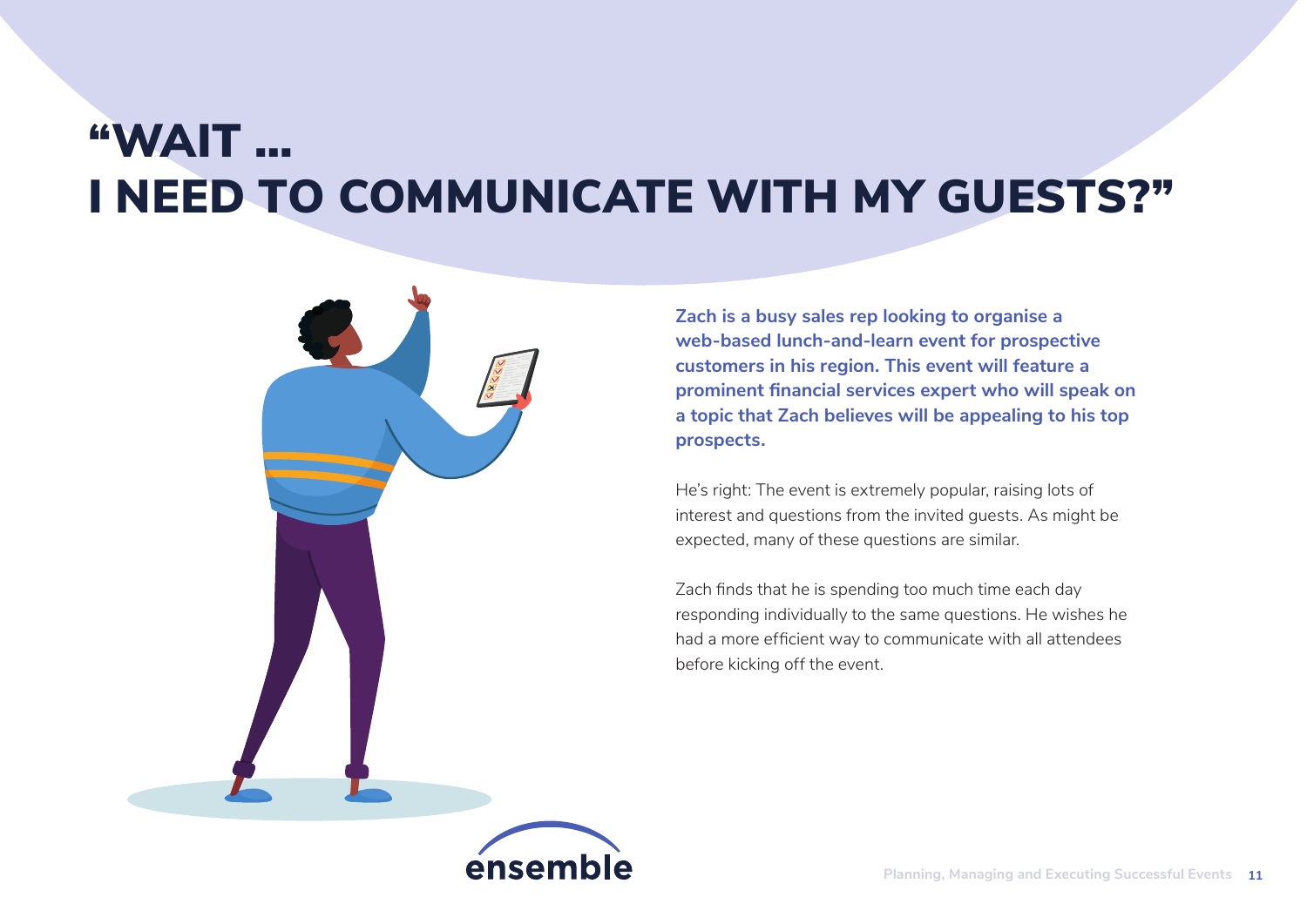# "WAIT ... I NEED TO COMMUNICATE WITH MY GUESTS?"

**Zach is a busy sales rep looking to organise a web-based lunch-and-learn event for prospective customers in his region. This event will feature a prominent financial services expert who will speak on a topic that Zach believes will be appealing to his top prospects.**

He's right: The event is extremely popular, raising lots of interest and questions from the invited guests. As might be expected, many of these questions are similar.

Zach finds that he is spending too much time each day responding individually to the same questions. He wishes he had a more efficient way to communicate with all attendees before kicking off the event.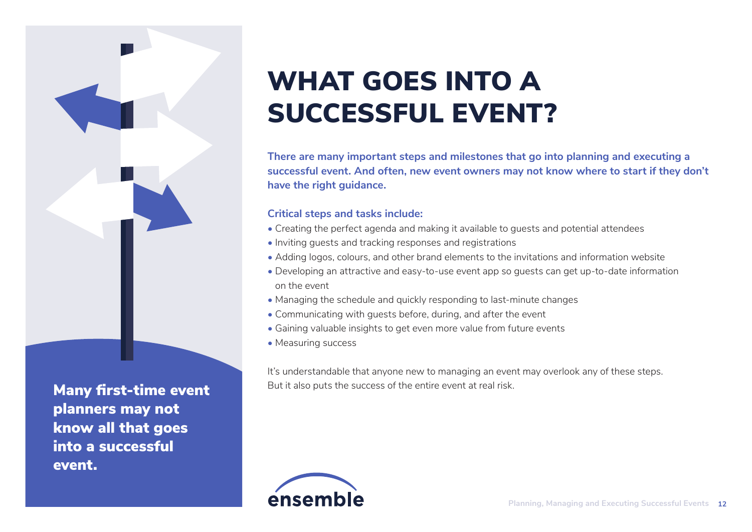**Many first-time event planners may not know all that goes into a successful event.**

# WHAT GOES INTO A SUCCESSFUL EVENT?

**There are many important steps and milestones that go into planning and executing a successful event. And often, new event owners may not know where to start if they don't have the right guidance.**

**Critical steps and tasks include:**

- Creating the perfect agenda and making it available to guests and potential attendees
- Inviting guests and tracking responses and registrations
- Adding logos, colours, and other brand elements to the invitations and information website
- Developing an attractive and easy-to-use event app so guests can get up-to-date information on the event
- Managing the schedule and quickly responding to last-minute changes
- Communicating with guests before, during, and after the event
- Gaining valuable insights to get even more value from future events
- Measuring success

It's understandable that anyone new to managing an event may overlook any of these steps. But it also puts the success of the entire event at real risk.

ensemble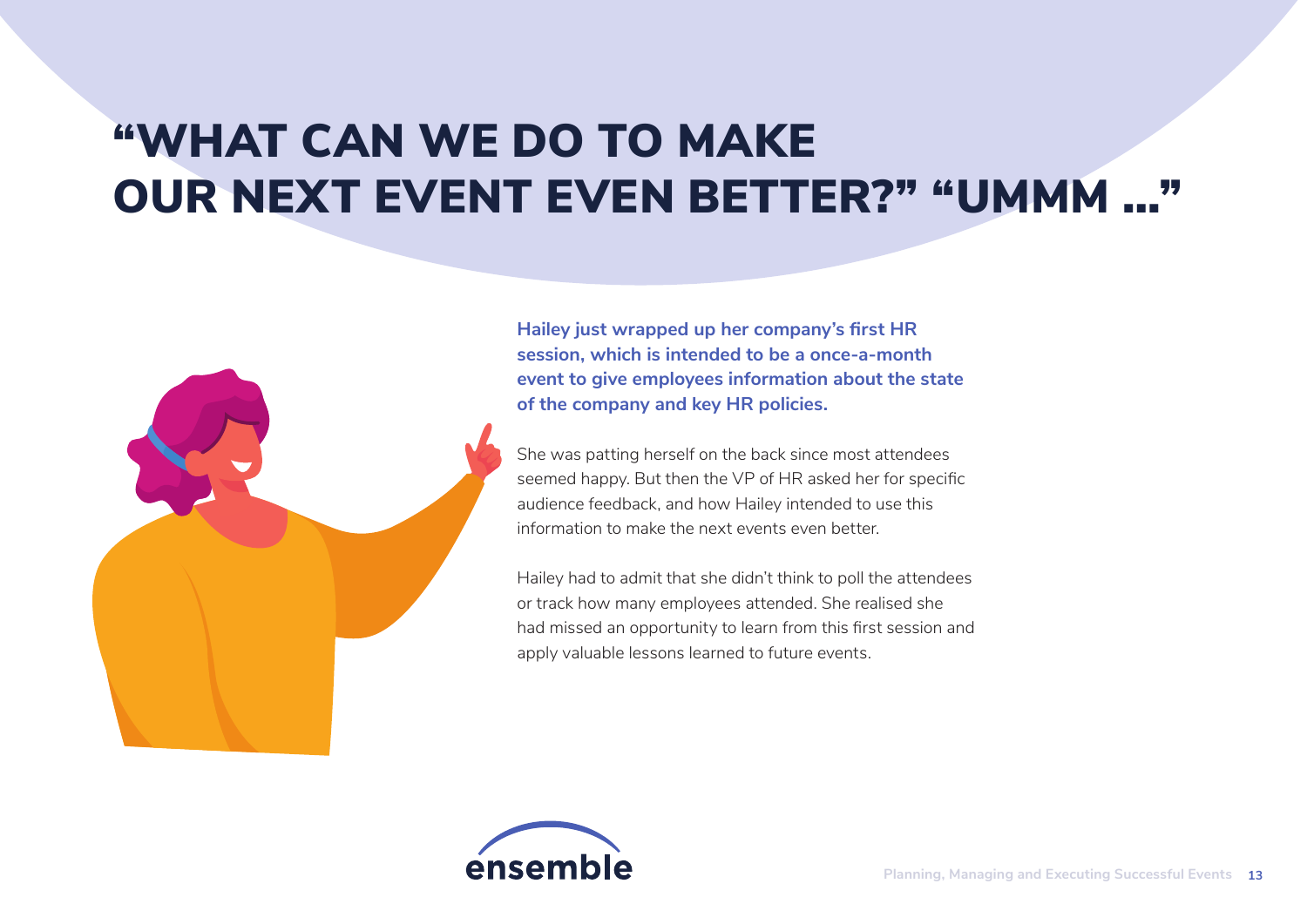# "WHAT CAN WE DO TO MAKE OUR NEXT EVENT EVEN BETTER?" "UMMM ..."

**Hailey just wrapped up her company's first HR session, which is intended to be a once-a-month event to give employees information about the state of the company and key HR policies.**

She was patting herself on the back since most attendees seemed happy. But then the VP of HR asked her for specific audience feedback, and how Hailey intended to use this information to make the next events even better.

Hailey had to admit that she didn't think to poll the attendees or track how many employees attended. She realised she had missed an opportunity to learn from this first session and apply valuable lessons learned to future events.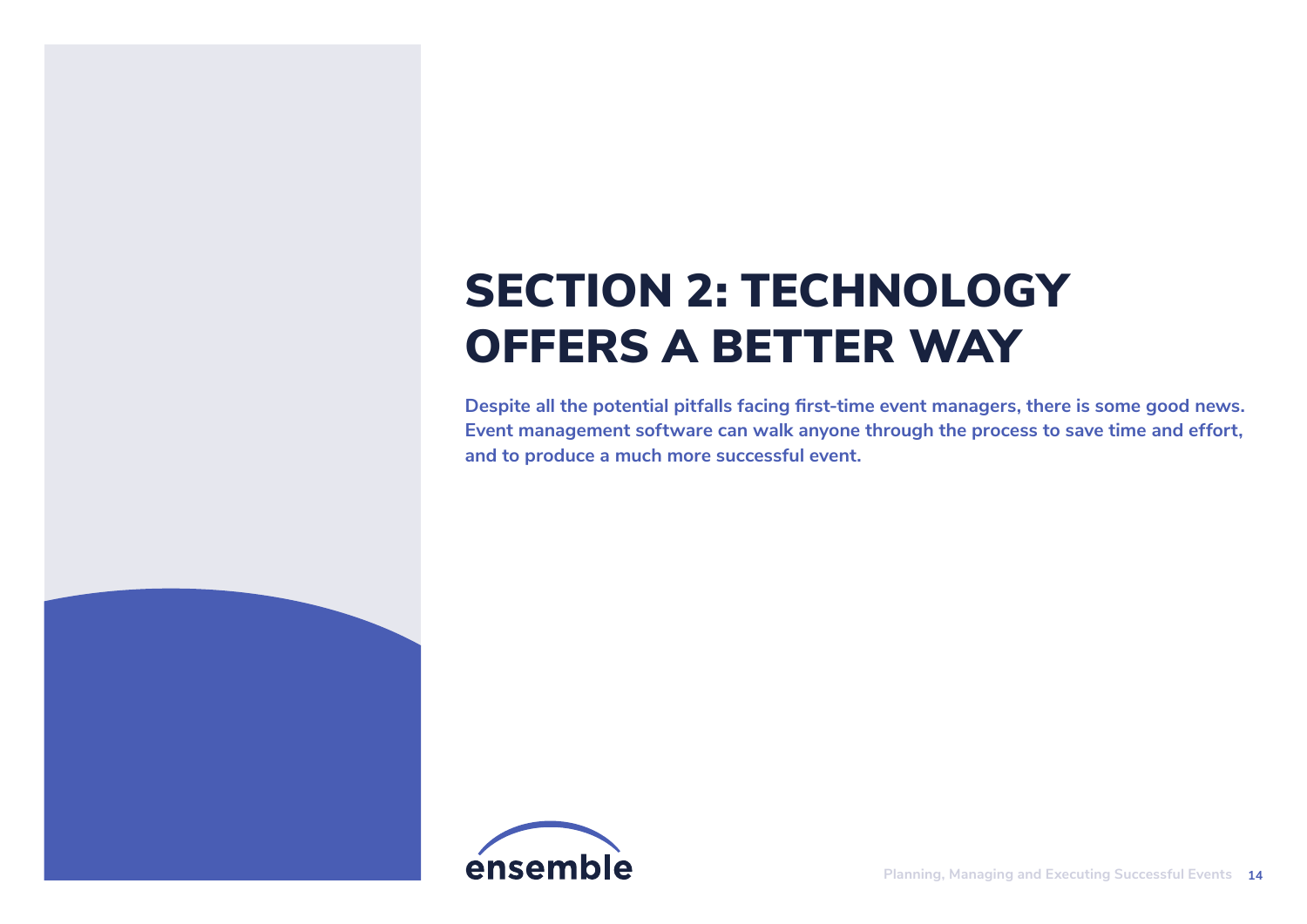# SECTION 2: TECHNOLOGY OFFERS A BETTER WAY

**Despite all the potential pitfalls facing first-time event managers, there is some good news. Event management software can walk anyone through the process to save time and effort, and to produce a much more successful event.**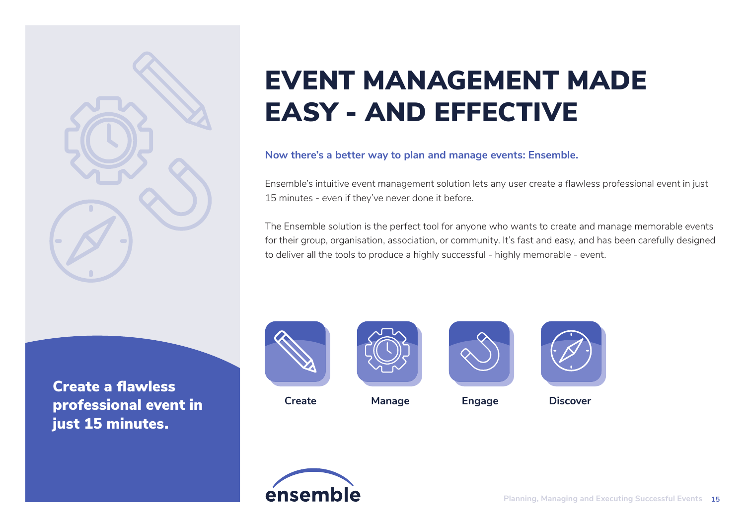# EVENT MANAGEMENT MADE EASY - AND EFFECTIVE

**Now there's a better way to plan and manage events: Ensemble.**

Ensemble's intuitive event management solution lets any user create a flawless professional event in just 15 minutes - even if they've never done it before.

The Ensemble solution is the perfect tool for anyone who wants to create and manage memorable events for their group, organisation, association, or community. It's fast and easy, and has been carefully designed to deliver all the tools to produce a highly successful - highly memorable - event.

**Create a flawless professional event in just 15 minutes.**

**Create**

**Manage**

**Engage**

**Discover**

ensemble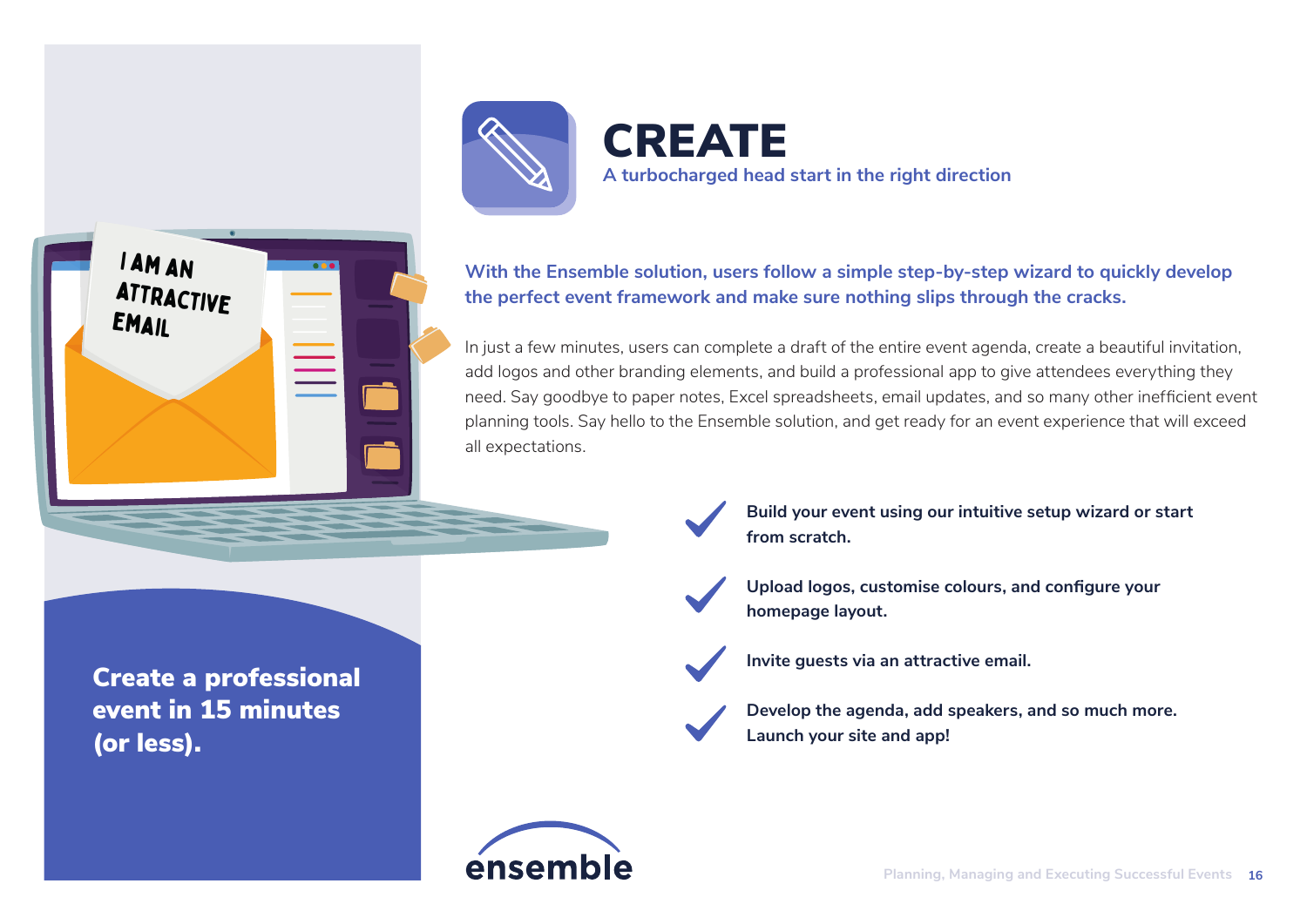# CREATE

**A turbocharged head start in the right direction**

**With the Ensemble solution, users follow a simple step-by-step wizard to quickly develop the perfect event framework and make sure nothing slips through the cracks.**

In just a few minutes, users can complete a draft of the entire event agenda, create a beautiful invitation, add logos and other branding elements, and build a professional app to give attendees everything they need. Say goodbye to paper notes, Excel spreadsheets, email updates, and so many other inefficient event planning tools. Say hello to the Ensemble solution, and get ready for an event experience that will exceed all expectations.

- **Build your event using our intuitive setup wizard or start from scratch.**
- **Upload logos, customise colours, and configure your homepage layout.**
- **Invite guests via an attractive email.**
- **Develop the agenda, add speakers, and so much more. Launch your site and app!**

**Create a professional event in 15 minutes (or less).**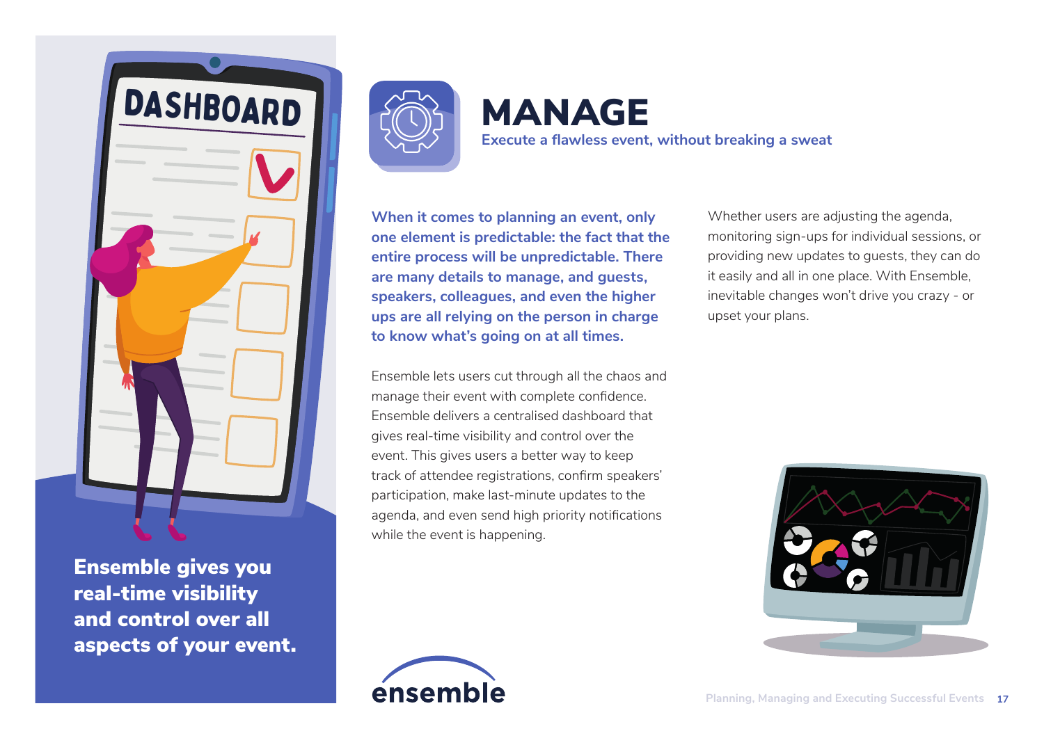**Ensemble gives you real-time visibility and control over all aspects of your event.**

# MANAGE

**Execute a flawless event, without breaking a sweat**

**When it comes to planning an event, only one element is predictable: the fact that the entire process will be unpredictable. There are many details to manage, and guests, speakers, colleagues, and even the higher ups are all relying on the person in charge to know what's going on at all times.**

Ensemble lets users cut through all the chaos and manage their event with complete confidence. Ensemble delivers a centralised dashboard that gives real-time visibility and control over the event. This gives users a better way to keep track of attendee registrations, confirm speakers' participation, make last-minute updates to the agenda, and even send high priority notifications while the event is happening.

Whether users are adjusting the agenda, monitoring sign-ups for individual sessions, or providing new updates to guests, they can do it easily and all in one place. With Ensemble, inevitable changes won't drive you crazy - or upset your plans.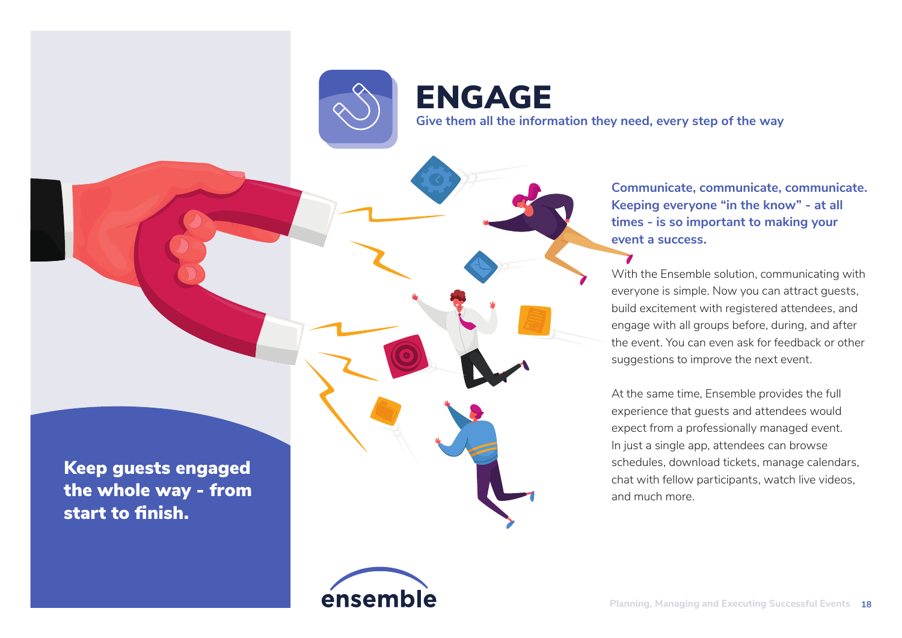# ENGAGE

**Give them all the information they need, every step of the way**

**Keep guests engaged the whole way - from start to finish.**

**Communicate, communicate, communicate. Keeping everyone "in the know" - at all times - is so important to making your event a success.**

With the Ensemble solution, communicating with everyone is simple. Now you can attract guests, build excitement with registered attendees, and engage with all groups before, during, and after the event. You can even ask for feedback or other suggestions to improve the next event.

At the same time, Ensemble provides the full experience that guests and attendees would expect from a professionally managed event. In just a single app, attendees can browse schedules, download tickets, manage calendars, chat with fellow participants, watch live videos, and much more.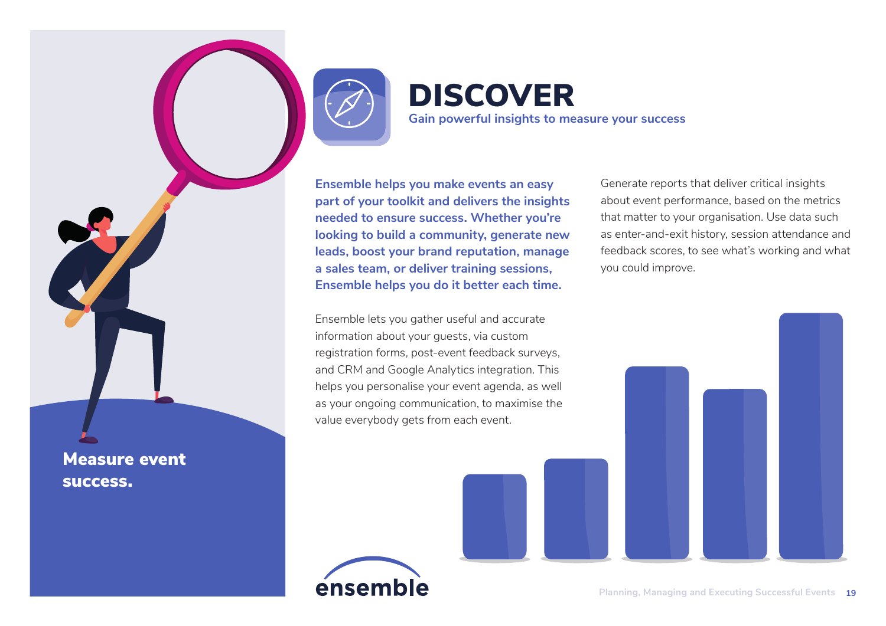**Measure event success.**

# DISCOVER

**Gain powerful insights to measure your success**

**Ensemble helps you make events an easy part of your toolkit and delivers the insights needed to ensure success. Whether you're looking to build a community, generate new leads, boost your brand reputation, manage a sales team, or deliver training sessions, Ensemble helps you do it better each time.**

Ensemble lets you gather useful and accurate information about your guests, via custom registration forms, post-event feedback surveys, and CRM and Google Analytics integration. This helps you personalise your event agenda, as well as your ongoing communication, to maximise the value everybody gets from each event.

Generate reports that deliver critical insights about event performance, based on the metrics that matter to your organisation. Use data such as enter-and-exit history, session attendance and feedback scores, to see what's working and what you could improve.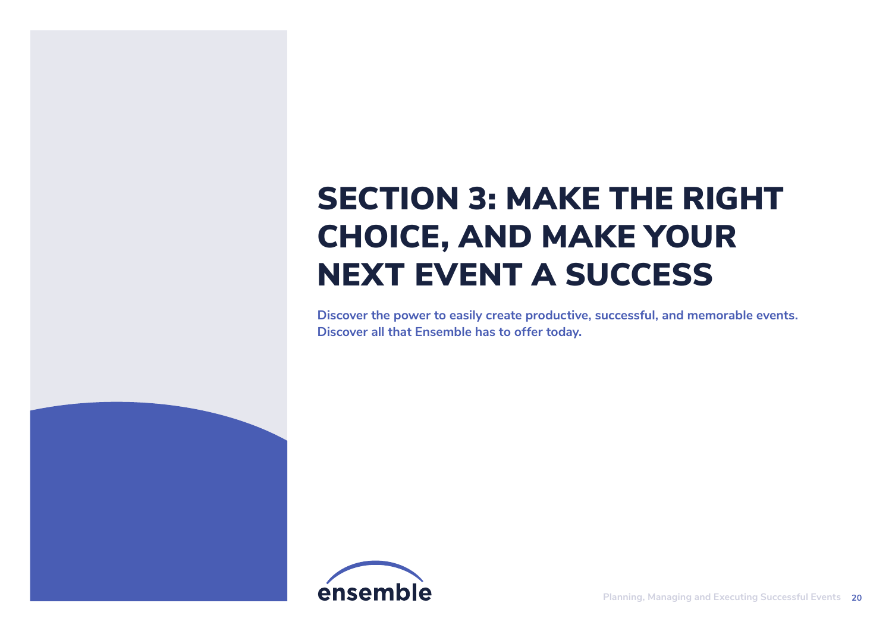# SECTION 3: MAKE THE RIGHT CHOICE, AND MAKE YOUR NEXT EVENT A SUCCESS

**Discover the power to easily create productive, successful, and memorable events. Discover all that Ensemble has to offer today.**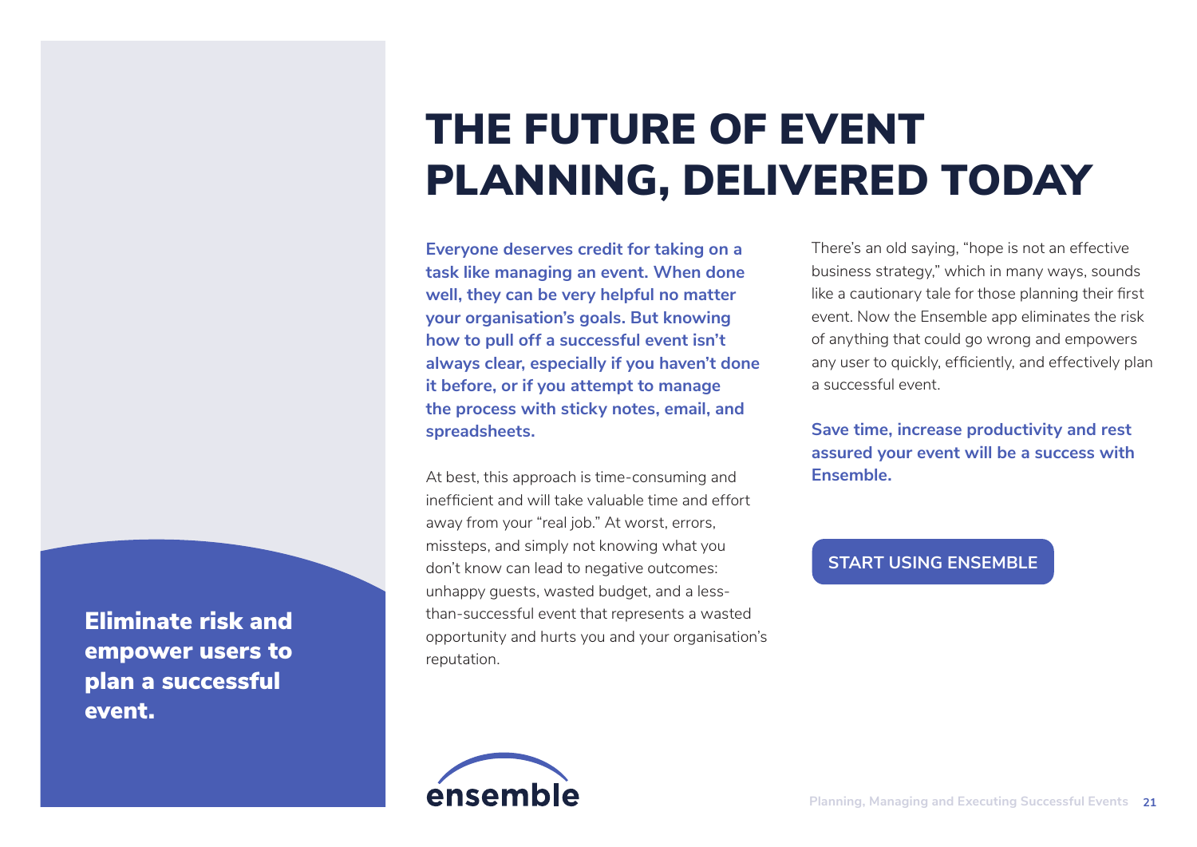**Eliminate risk and empower users to plan a successful event.**

# THE FUTURE OF EVENT PLANNING, DELIVERED TODAY

**Everyone deserves credit for taking on a task like managing an event. When done well, they can be very helpful no matter your organisation's goals. But knowing how to pull off a successful event isn't always clear, especially if you haven't done it before, or if you attempt to manage the process with sticky notes, email, and spreadsheets.**

At best, this approach is time-consuming and inefficient and will take valuable time and effort away from your "real job." At worst, errors, missteps, and simply not knowing what you don't know can lead to negative outcomes: unhappy guests, wasted budget, and a less-than-successful event that represents a wasted opportunity and hurts you and your organisation's reputation.

There's an old saying, "hope is not an effective business strategy," which in many ways, sounds like a cautionary tale for those planning their first event. Now the Ensemble app eliminates the risk of anything that could go wrong and empowers any user to quickly, efficiently, and effectively plan a successful event.

**Save time, increase productivity and rest assured your event will be a success with Ensemble.**

START USING ENSEMBLE

ensemble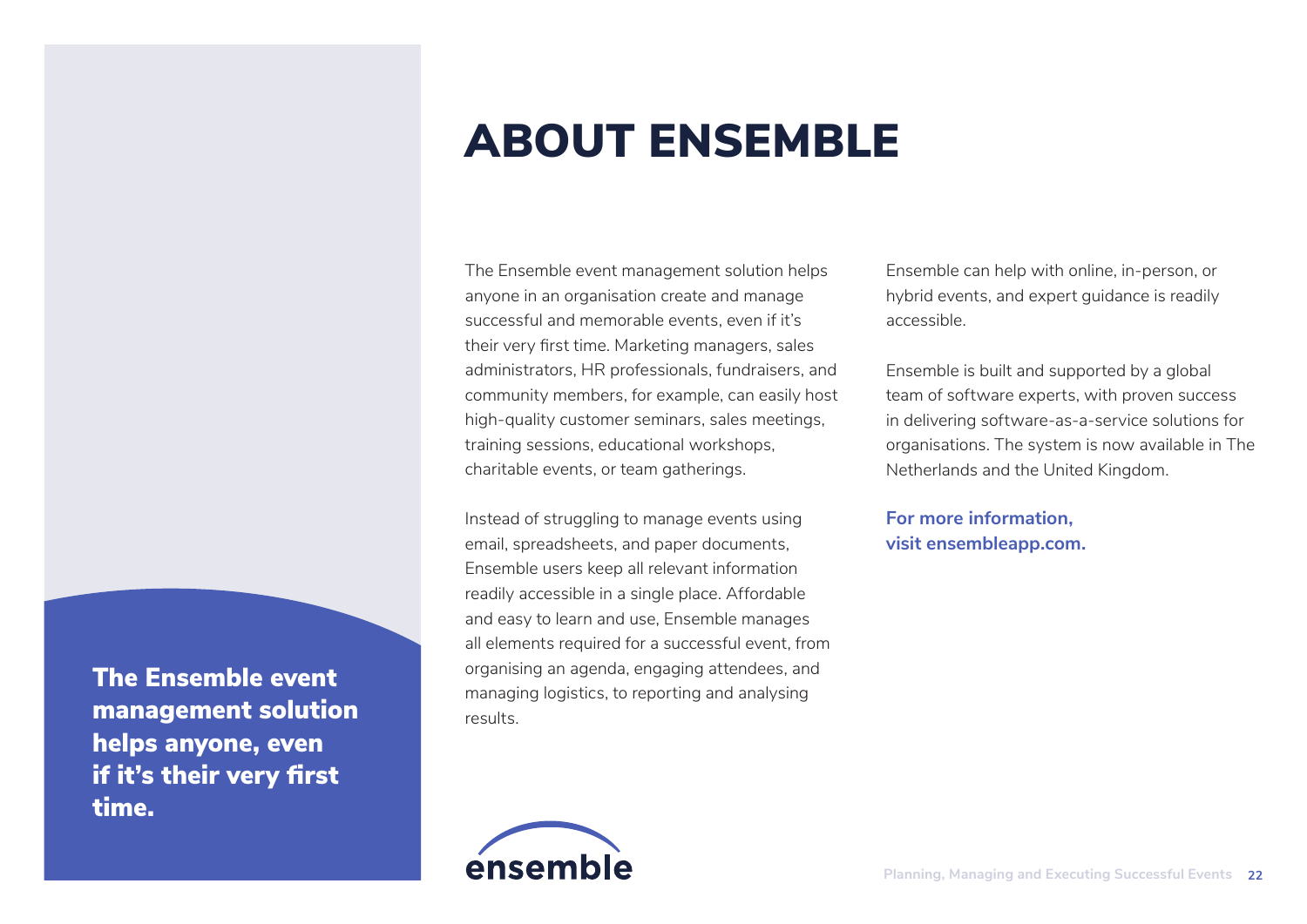# ABOUT ENSEMBLE

**The Ensemble event management solution helps anyone, even if it's their very first time.**

The Ensemble event management solution helps anyone in an organisation create and manage successful and memorable events, even if it's their very first time. Marketing managers, sales administrators, HR professionals, fundraisers, and community members, for example, can easily host high-quality customer seminars, sales meetings, training sessions, educational workshops, charitable events, or team gatherings.

Instead of struggling to manage events using email, spreadsheets, and paper documents, Ensemble users keep all relevant information readily accessible in a single place. Affordable and easy to learn and use, Ensemble manages all elements required for a successful event, from organising an agenda, engaging attendees, and managing logistics, to reporting and analysing results.

Ensemble can help with online, in-person, or hybrid events, and expert guidance is readily accessible.

Ensemble is built and supported by a global team of software experts, with proven success in delivering software-as-a-service solutions for organisations. The system is now available in The Netherlands and the United Kingdom.

**For more information, visit ensembleapp.com.**

ensemble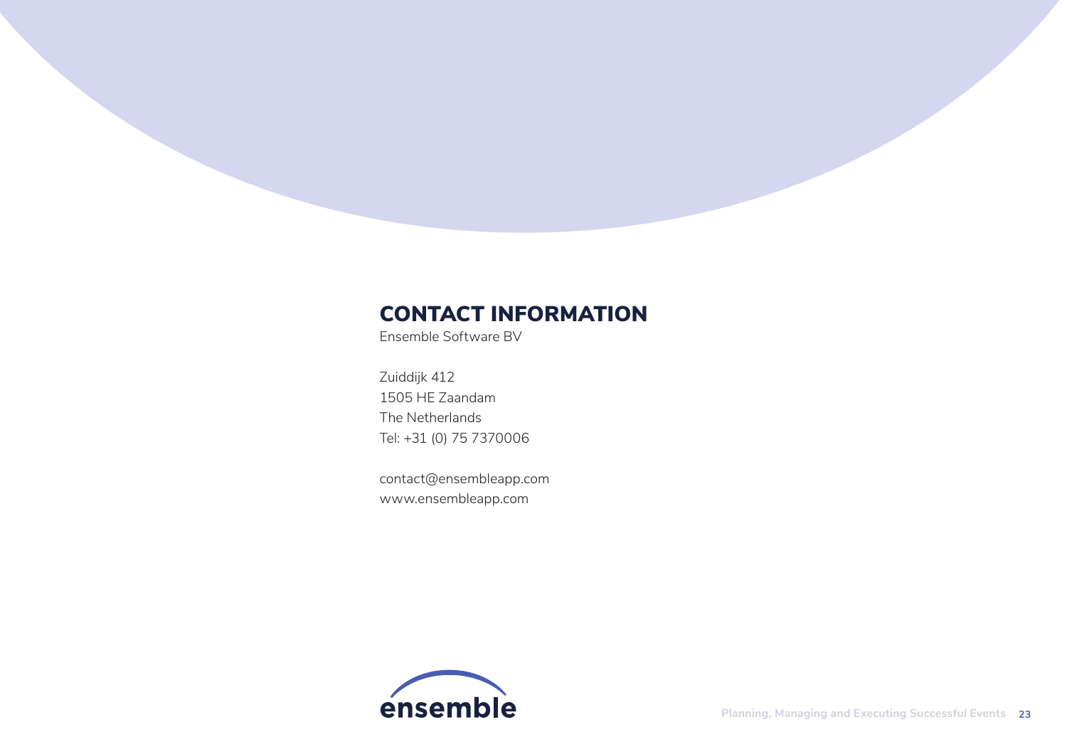## CONTACT INFORMATION

Ensemble Software BV

Zuiddijk 412
1505 HE Zaandam
The Netherlands
Tel: +31 (0) 75 7370006

contact@ensembleapp.com
www.ensembleapp.com

ensemble